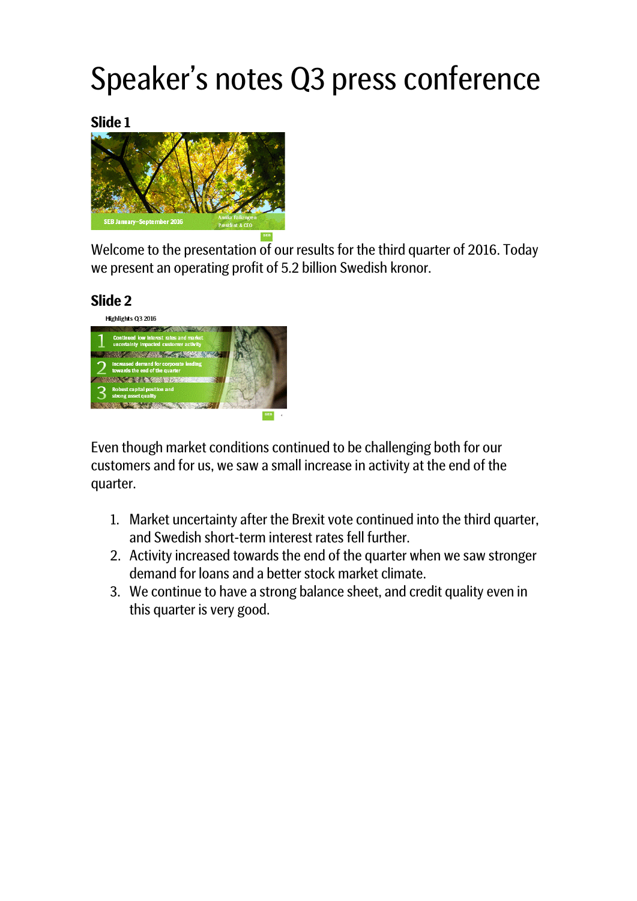# Speaker's notes Q3 press conference

## Slide 1

Welcome to the presentation of our results for the third quarter of 2016. Today we present an operating profit of 5.2 billion Swedish kronor.

## Slide 2

Even though market conditions continued to be challenging both for our customers and for us, we saw a small increase in activity at the end of the quarter.

1. Market uncertainty after the Brexit vote continued into the third quarter, and Swedish short-term interest rates fell further.
2. Activity increased towards the end of the quarter when we saw stronger demand for loans and a better stock market climate.
3. We continue to have a strong balance sheet, and credit quality even in this quarter is very good.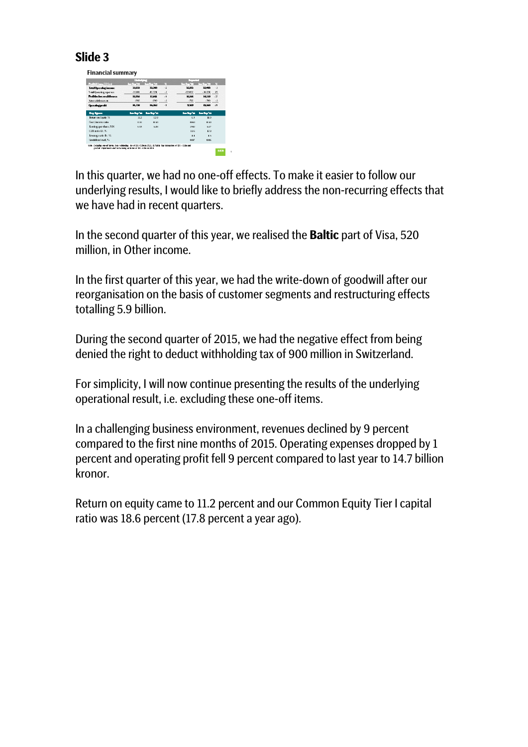## Slide 3

In this quarter, we had no one-off effects. To make it easier to follow our underlying results, I would like to briefly address the non-recurring effects that we have had in recent quarters.

In the second quarter of this year, we realised the **Baltic** part of Visa, 520 million, in Other income.

In the first quarter of this year, we had the write-down of goodwill after our reorganisation on the basis of customer segments and restructuring effects totalling 5.9 billion.

During the second quarter of 2015, we had the negative effect from being denied the right to deduct withholding tax of 900 million in Switzerland.

For simplicity, I will now continue presenting the results of the underlying operational result, i.e. excluding these one-off items.

In a challenging business environment, revenues declined by 9 percent compared to the first nine months of 2015. Operating expenses dropped by 1 percent and operating profit fell 9 percent compared to last year to 14.7 billion kronor.

Return on equity came to 11.2 percent and our Common Equity Tier I capital ratio was 18.6 percent (17.8 percent a year ago).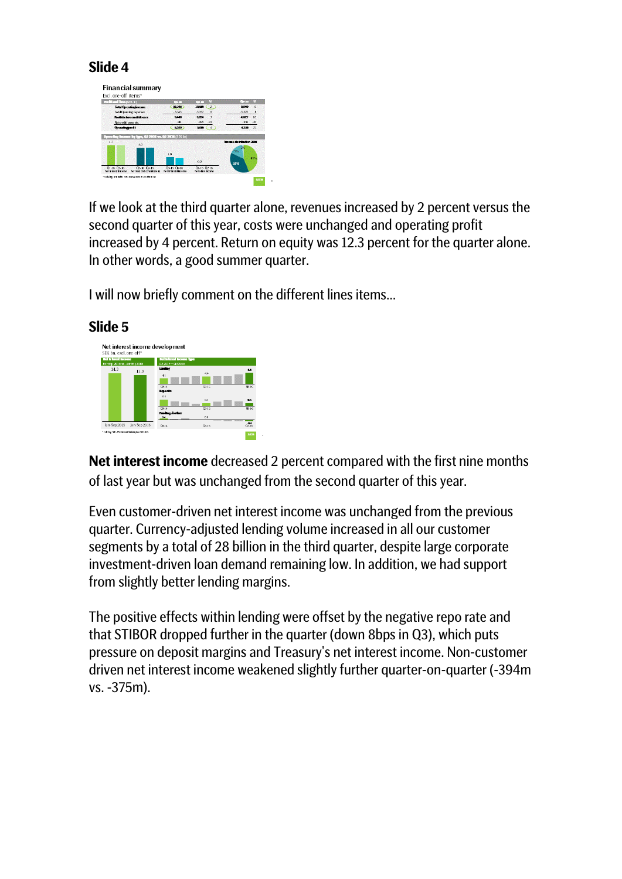## Slide 4

If we look at the third quarter alone, revenues increased by 2 percent versus the second quarter of this year, costs were unchanged and operating profit increased by 4 percent. Return on equity was 12.3 percent for the quarter alone. In other words, a good summer quarter.

I will now briefly comment on the different lines items...

## Slide 5

**Net interest income** decreased 2 percent compared with the first nine months of last year but was unchanged from the second quarter of this year.

Even customer-driven net interest income was unchanged from the previous quarter. Currency-adjusted lending volume increased in all our customer segments by a total of 28 billion in the third quarter, despite large corporate investment-driven loan demand remaining low. In addition, we had support from slightly better lending margins.

The positive effects within lending were offset by the negative repo rate and that STIBOR dropped further in the quarter (down 8bps in Q3), which puts pressure on deposit margins and Treasury's net interest income. Non-customer driven net interest income weakened slightly further quarter-on-quarter (-394m vs. -375m).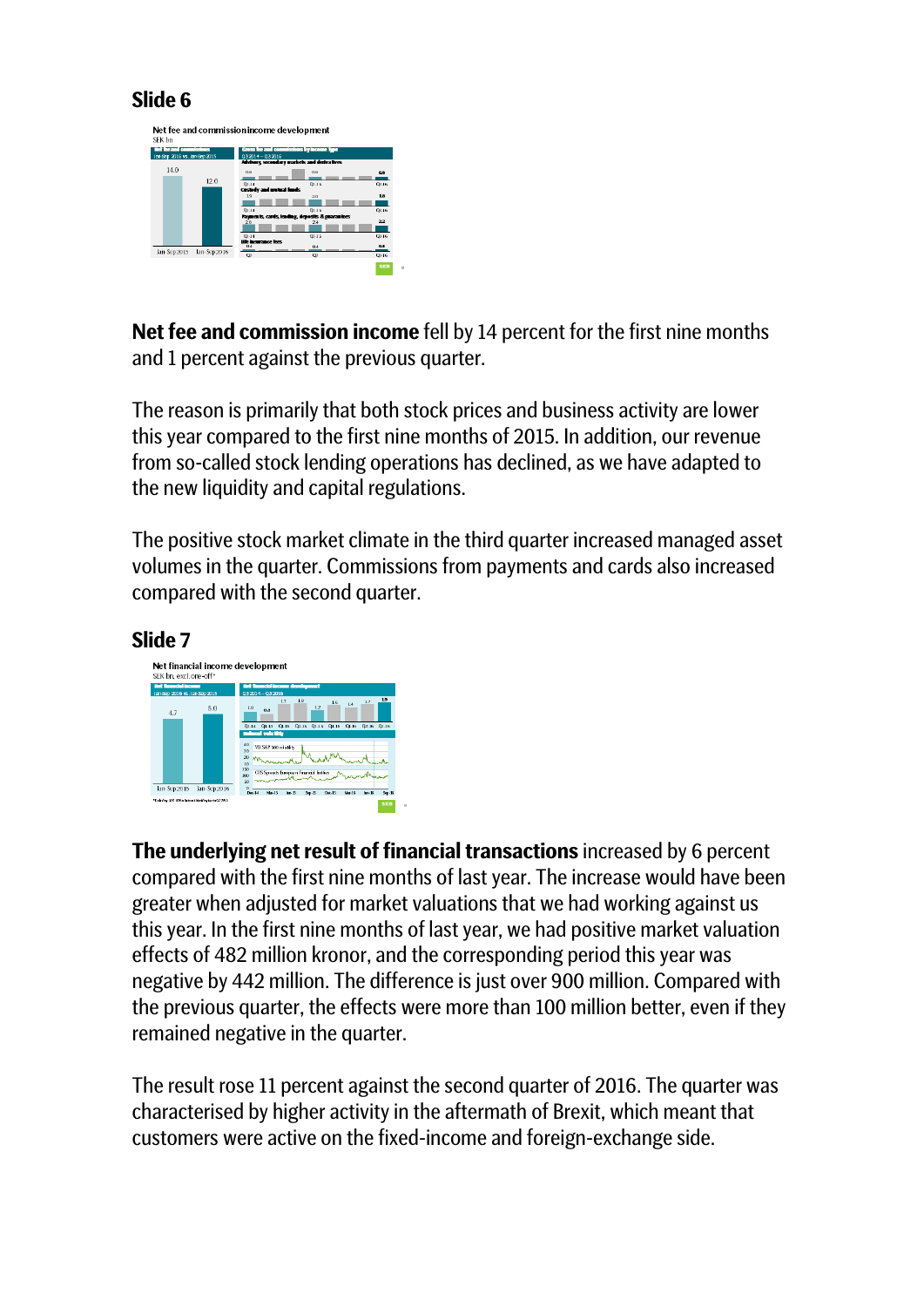## Slide 6

**Net fee and commission income** fell by 14 percent for the first nine months and 1 percent against the previous quarter.

The reason is primarily that both stock prices and business activity are lower this year compared to the first nine months of 2015. In addition, our revenue from so-called stock lending operations has declined, as we have adapted to the new liquidity and capital regulations.

The positive stock market climate in the third quarter increased managed asset volumes in the quarter. Commissions from payments and cards also increased compared with the second quarter.

## Slide 7

**The underlying net result of financial transactions** increased by 6 percent compared with the first nine months of last year. The increase would have been greater when adjusted for market valuations that we had working against us this year. In the first nine months of last year, we had positive market valuation effects of 482 million kronor, and the corresponding period this year was negative by 442 million. The difference is just over 900 million. Compared with the previous quarter, the effects were more than 100 million better, even if they remained negative in the quarter.

The result rose 11 percent against the second quarter of 2016. The quarter was characterised by higher activity in the aftermath of Brexit, which meant that customers were active on the fixed-income and foreign-exchange side.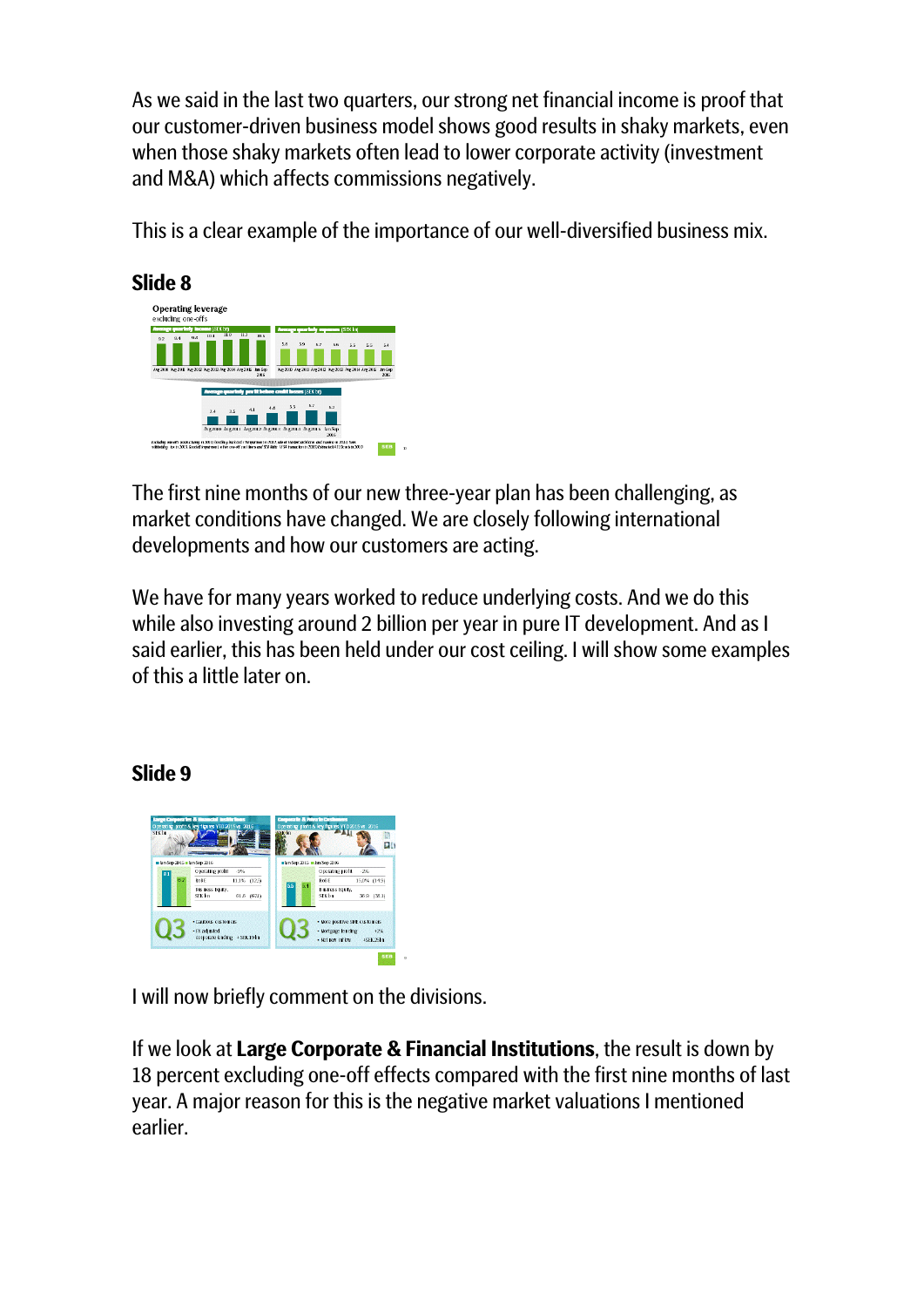As we said in the last two quarters, our strong net financial income is proof that our customer-driven business model shows good results in shaky markets, even when those shaky markets often lead to lower corporate activity (investment and M&A) which affects commissions negatively.

This is a clear example of the importance of our well-diversified business mix.

## Slide 8

The first nine months of our new three-year plan has been challenging, as market conditions have changed. We are closely following international developments and how our customers are acting.

We have for many years worked to reduce underlying costs. And we do this while also investing around 2 billion per year in pure IT development. And as I said earlier, this has been held under our cost ceiling. I will show some examples of this a little later on.

## Slide 9

I will now briefly comment on the divisions.

If we look at **Large Corporate & Financial Institutions**, the result is down by 18 percent excluding one-off effects compared with the first nine months of last year. A major reason for this is the negative market valuations I mentioned earlier.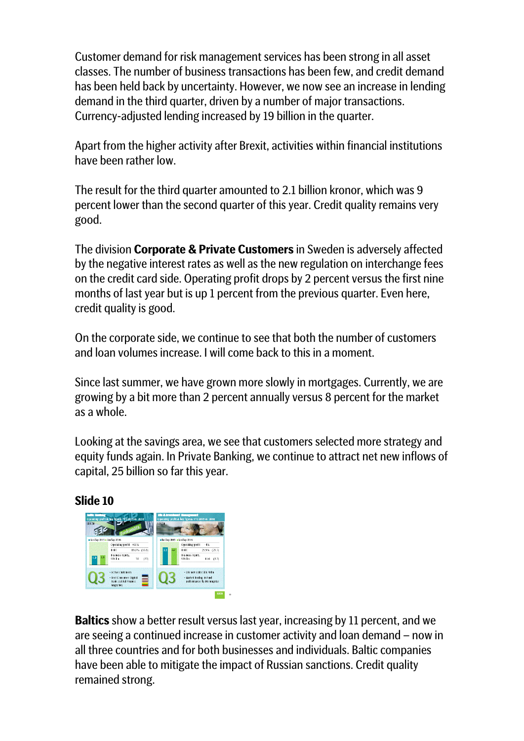Customer demand for risk management services has been strong in all asset classes. The number of business transactions has been few, and credit demand has been held back by uncertainty. However, we now see an increase in lending demand in the third quarter, driven by a number of major transactions. Currency-adjusted lending increased by 19 billion in the quarter.

Apart from the higher activity after Brexit, activities within financial institutions have been rather low.

The result for the third quarter amounted to 2.1 billion kronor, which was 9 percent lower than the second quarter of this year. Credit quality remains very good.

The division **Corporate & Private Customers** in Sweden is adversely affected by the negative interest rates as well as the new regulation on interchange fees on the credit card side. Operating profit drops by 2 percent versus the first nine months of last year but is up 1 percent from the previous quarter. Even here, credit quality is good.

On the corporate side, we continue to see that both the number of customers and loan volumes increase. I will come back to this in a moment.

Since last summer, we have grown more slowly in mortgages. Currently, we are growing by a bit more than 2 percent annually versus 8 percent for the market as a whole.

Looking at the savings area, we see that customers selected more strategy and equity funds again. In Private Banking, we continue to attract net new inflows of capital, 25 billion so far this year.

**Slide 10**

**Baltics** show a better result versus last year, increasing by 11 percent, and we are seeing a continued increase in customer activity and loan demand – now in all three countries and for both businesses and individuals. Baltic companies have been able to mitigate the impact of Russian sanctions. Credit quality remained strong.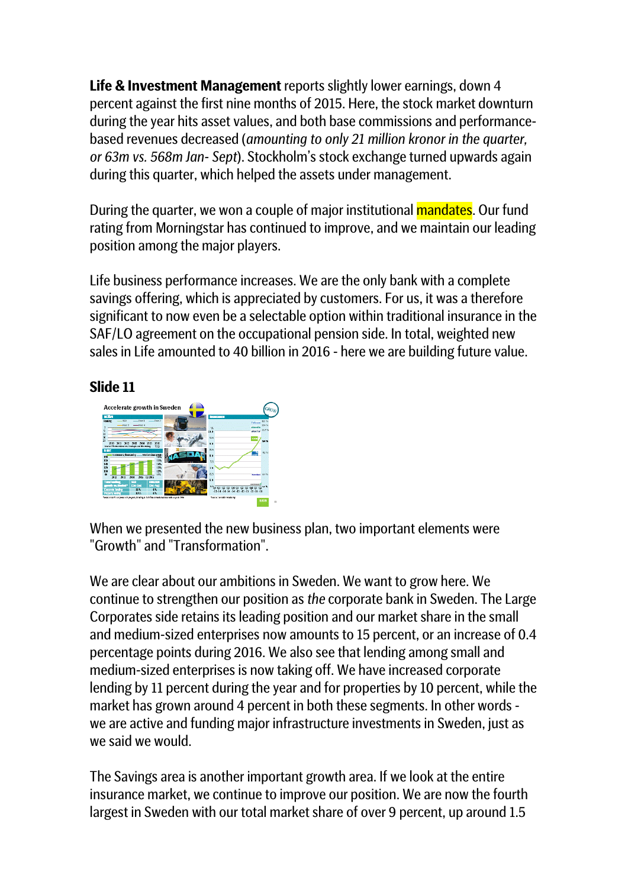**Life & Investment Management** reports slightly lower earnings, down 4 percent against the first nine months of 2015. Here, the stock market downturn during the year hits asset values, and both base commissions and performance-based revenues decreased (*amounting to only 21 million kronor in the quarter, or 63m vs. 568m Jan- Sept*). Stockholm's stock exchange turned upwards again during this quarter, which helped the assets under management.

During the quarter, we won a couple of major institutional mandates. Our fund rating from Morningstar has continued to improve, and we maintain our leading position among the major players.

Life business performance increases. We are the only bank with a complete savings offering, which is appreciated by customers. For us, it was a therefore significant to now even be a selectable option within traditional insurance in the SAF/LO agreement on the occupational pension side. In total, weighted new sales in Life amounted to 40 billion in 2016 - here we are building future value.

**Slide 11**

When we presented the new business plan, two important elements were "Growth" and "Transformation".

We are clear about our ambitions in Sweden. We want to grow here. We continue to strengthen our position as *the* corporate bank in Sweden. The Large Corporates side retains its leading position and our market share in the small and medium-sized enterprises now amounts to 15 percent, or an increase of 0.4 percentage points during 2016. We also see that lending among small and medium-sized enterprises is now taking off. We have increased corporate lending by 11 percent during the year and for properties by 10 percent, while the market has grown around 4 percent in both these segments. In other words - we are active and funding major infrastructure investments in Sweden, just as we said we would.

The Savings area is another important growth area. If we look at the entire insurance market, we continue to improve our position. We are now the fourth largest in Sweden with our total market share of over 9 percent, up around 1.5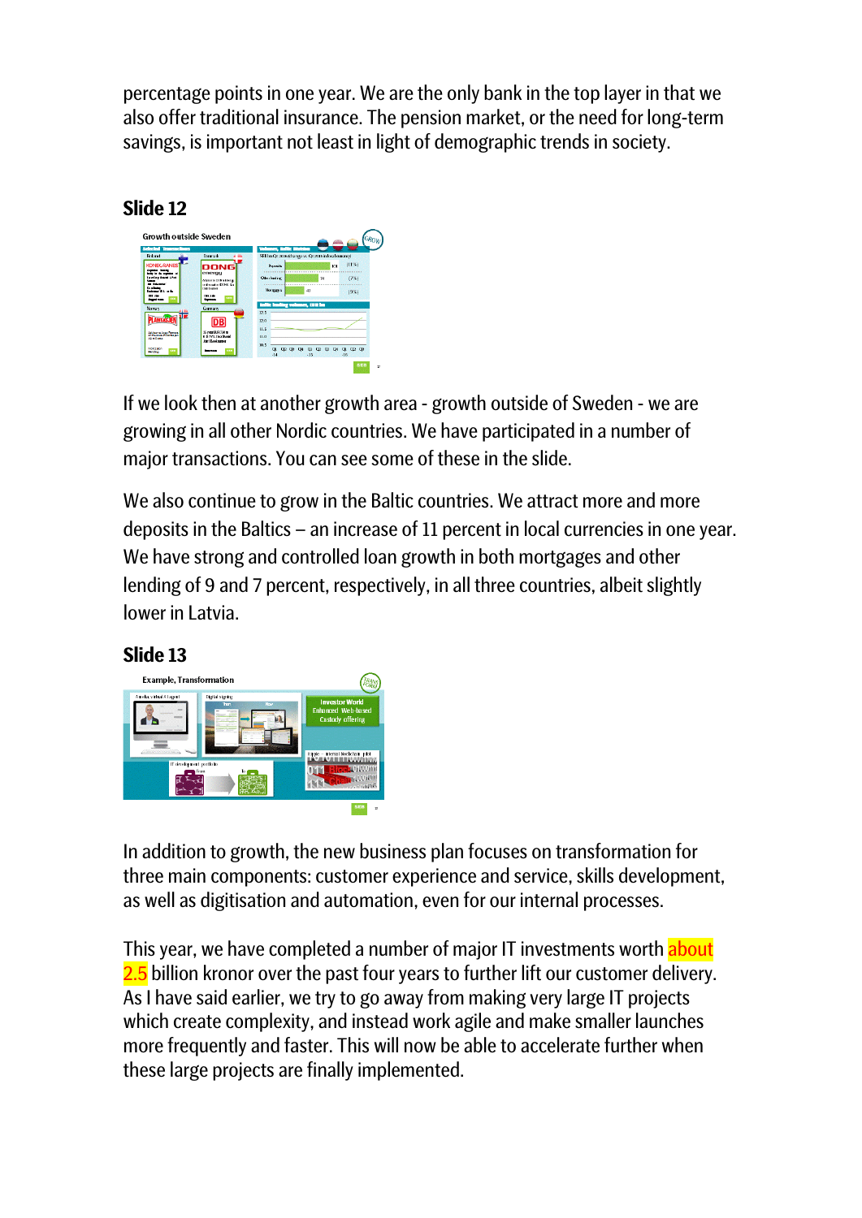percentage points in one year. We are the only bank in the top layer in that we also offer traditional insurance. The pension market, or the need for long-term savings, is important not least in light of demographic trends in society.

## Slide 12

If we look then at another growth area - growth outside of Sweden - we are growing in all other Nordic countries. We have participated in a number of major transactions. You can see some of these in the slide.

We also continue to grow in the Baltic countries. We attract more and more deposits in the Baltics – an increase of 11 percent in local currencies in one year. We have strong and controlled loan growth in both mortgages and other lending of 9 and 7 percent, respectively, in all three countries, albeit slightly lower in Latvia.

## Slide 13

In addition to growth, the new business plan focuses on transformation for three main components: customer experience and service, skills development, as well as digitisation and automation, even for our internal processes.

This year, we have completed a number of major IT investments worth about 2.5 billion kronor over the past four years to further lift our customer delivery. As I have said earlier, we try to go away from making very large IT projects which create complexity, and instead work agile and make smaller launches more frequently and faster. This will now be able to accelerate further when these large projects are finally implemented.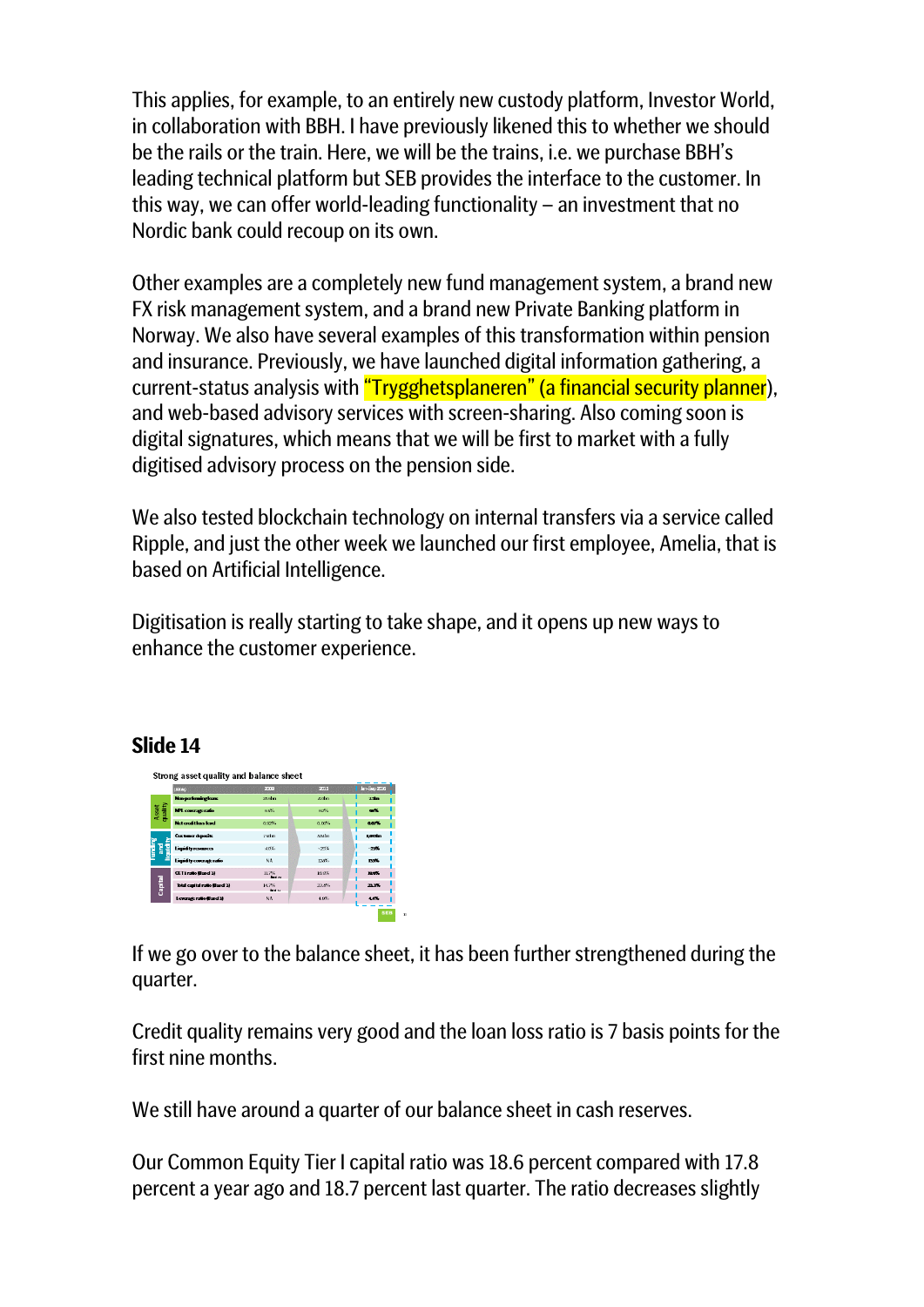This applies, for example, to an entirely new custody platform, Investor World, in collaboration with BBH. I have previously likened this to whether we should be the rails or the train. Here, we will be the trains, i.e. we purchase BBH's leading technical platform but SEB provides the interface to the customer. In this way, we can offer world-leading functionality – an investment that no Nordic bank could recoup on its own.

Other examples are a completely new fund management system, a brand new FX risk management system, and a brand new Private Banking platform in Norway. We also have several examples of this transformation within pension and insurance. Previously, we have launched digital information gathering, a current-status analysis with "Trygghetsplaneren" (a financial security planner), and web-based advisory services with screen-sharing. Also coming soon is digital signatures, which means that we will be first to market with a fully digitised advisory process on the pension side.

We also tested blockchain technology on internal transfers via a service called Ripple, and just the other week we launched our first employee, Amelia, that is based on Artificial Intelligence.

Digitisation is really starting to take shape, and it opens up new ways to enhance the customer experience.

## Slide 14

Strong asset quality and balance sheet

| | (SEK) | 2008 | 2015 | Jan–Sep 2016 |
|---|---|---|---|---|
| Asset quality | Non-performing loans | 25.4bn | 4.0bn | 3.3bn |
| | NPL coverage ratio | 66% | 62% | 69% |
| | Net credit loss level | 0.92% | 0.06% | 0.07% |
| Funding and liquidity | Customer deposits | 750bn | 884bn | 1,000bn |
| | Liquidity resources | 10% | ~25% | ~25% |
| | Liquidity coverage ratio | N.A. | 128% | 131% |
| Capital | CET1 ratio (Basel 3) | 11.7% | 18.8% | 18.6% |
| | Total capital ratio (Basel 3) | 14.7% | 23.8% | 23.3% |
| | Leverage ratio (Basel 3) | N.A. | 4.9% | 4.4% |

If we go over to the balance sheet, it has been further strengthened during the quarter.

Credit quality remains very good and the loan loss ratio is 7 basis points for the first nine months.

We still have around a quarter of our balance sheet in cash reserves.

Our Common Equity Tier I capital ratio was 18.6 percent compared with 17.8 percent a year ago and 18.7 percent last quarter. The ratio decreases slightly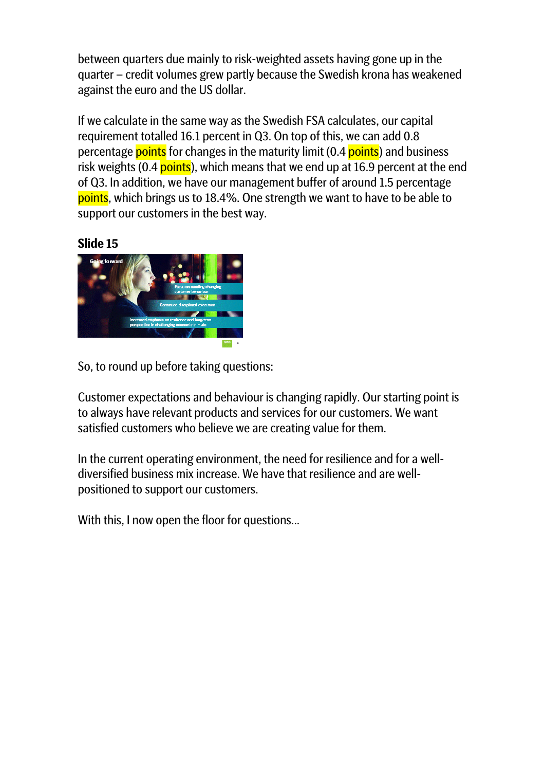between quarters due mainly to risk-weighted assets having gone up in the quarter – credit volumes grew partly because the Swedish krona has weakened against the euro and the US dollar.

If we calculate in the same way as the Swedish FSA calculates, our capital requirement totalled 16.1 percent in Q3. On top of this, we can add 0.8 percentage points for changes in the maturity limit (0.4 points) and business risk weights (0.4 points), which means that we end up at 16.9 percent at the end of Q3. In addition, we have our management buffer of around 1.5 percentage points, which brings us to 18.4%. One strength we want to have to be able to support our customers in the best way.

**Slide 15**

Going forward

Focus on meeting changing customer behaviour

Continued disciplined execution

Increased emphasis on resilience and long-term perspective in challenging economic climate

So, to round up before taking questions:

Customer expectations and behaviour is changing rapidly. Our starting point is to always have relevant products and services for our customers. We want satisfied customers who believe we are creating value for them.

In the current operating environment, the need for resilience and for a well-diversified business mix increase. We have that resilience and are well-positioned to support our customers.

With this, I now open the floor for questions...